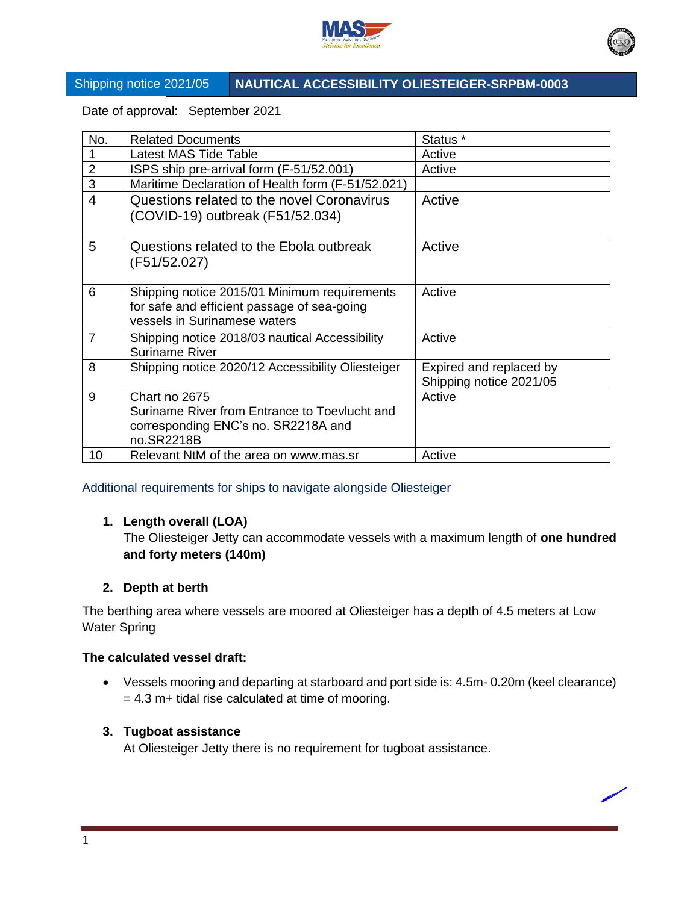# Shipping notice 2021/05 — NAUTICAL ACCESSIBILITY OLIESTEIGER-SRPBM-0003

Date of approval: September 2021

| No. | Related Documents | Status * |
|---|---|---|
| 1 | Latest MAS Tide Table | Active |
| 2 | ISPS ship pre-arrival form (F-51/52.001) | Active |
| 3 | Maritime Declaration of Health form (F-51/52.021) | |
| 4 | Questions related to the novel Coronavirus (COVID-19) outbreak (F51/52.034) | Active |
| 5 | Questions related to the Ebola outbreak (F51/52.027) | Active |
| 6 | Shipping notice 2015/01 Minimum requirements for safe and efficient passage of sea-going vessels in Surinamese waters | Active |
| 7 | Shipping notice 2018/03 nautical Accessibility Suriname River | Active |
| 8 | Shipping notice 2020/12 Accessibility Oliesteiger | Expired and replaced by Shipping notice 2021/05 |
| 9 | Chart no 2675 Suriname River from Entrance to Toevlucht and corresponding ENC's no. SR2218A and no.SR2218B | Active |
| 10 | Relevant NtM of the area on www.mas.sr | Active |

## Additional requirements for ships to navigate alongside Oliesteiger

1. **Length overall (LOA)**
   The Oliesteiger Jetty can accommodate vessels with a maximum length of **one hundred and forty meters (140m)**

2. **Depth at berth**

The berthing area where vessels are moored at Oliesteiger has a depth of 4.5 meters at Low Water Spring

**The calculated vessel draft:**

- Vessels mooring and departing at starboard and port side is: 4.5m- 0.20m (keel clearance) = 4.3 m+ tidal rise calculated at time of mooring.

3. **Tugboat assistance**
   At Oliesteiger Jetty there is no requirement for tugboat assistance.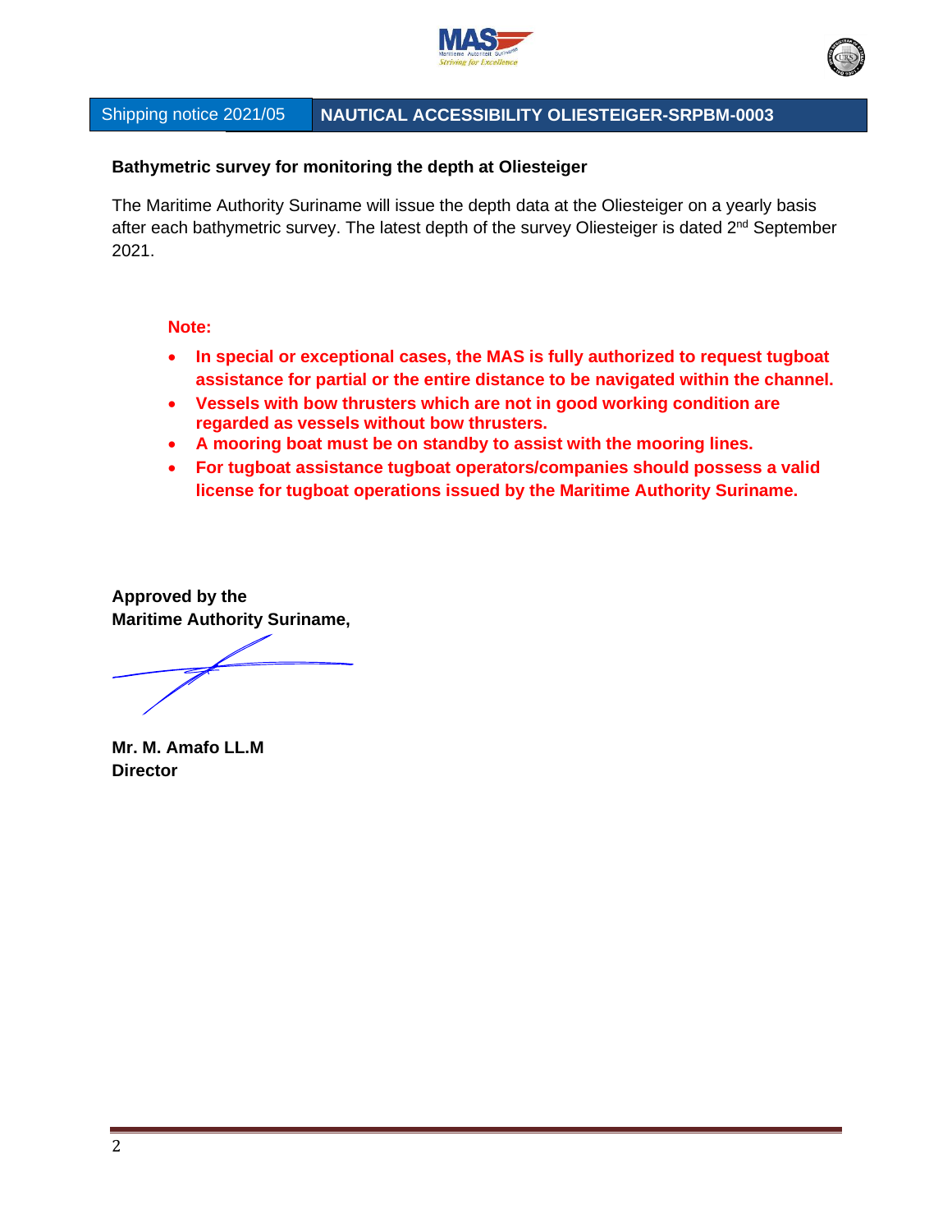Shipping notice 2021/05 | **NAUTICAL ACCESSIBILITY OLIESTEIGER-SRPBM-0003**

**Bathymetric survey for monitoring the depth at Oliesteiger**

The Maritime Authority Suriname will issue the depth data at the Oliesteiger on a yearly basis after each bathymetric survey. The latest depth of the survey Oliesteiger is dated 2nd September 2021.

**Note:**

- **In special or exceptional cases, the MAS is fully authorized to request tugboat assistance for partial or the entire distance to be navigated within the channel.**
- **Vessels with bow thrusters which are not in good working condition are regarded as vessels without bow thrusters.**
- **A mooring boat must be on standby to assist with the mooring lines.**
- **For tugboat assistance tugboat operators/companies should possess a valid license for tugboat operations issued by the Maritime Authority Suriname.**

**Approved by the**
**Maritime Authority Suriname,**

**Mr. M. Amafo LL.M**
**Director**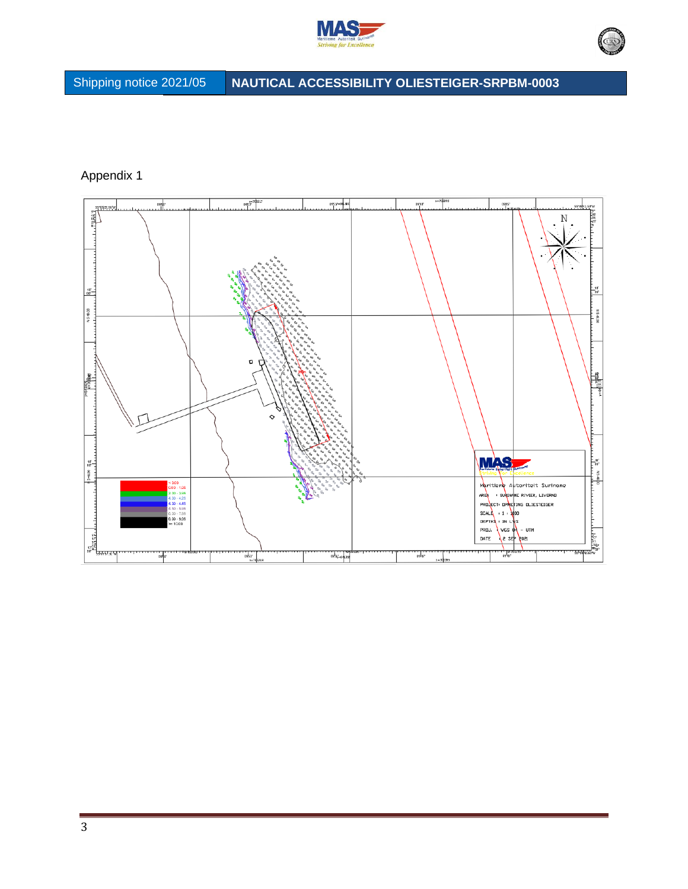Appendix 1

< 3.00
3.00 - 3.99
4.00 - 4.29
4.30 - 4.49
4.50 - 5.99
6.00 - 7.99
8.00 - 9.99
>= 10.00

Maritieme Autoriteit Suriname
AREA : SURINAME RIVIER, LIVORNO
PROJECT: OPNETING OLIESTEIGER
SCALE : 1 : 1000
DEPTHS : IN LWS
PROJ. : WGS 84 - UTM
DATE : 2 SEP 2021